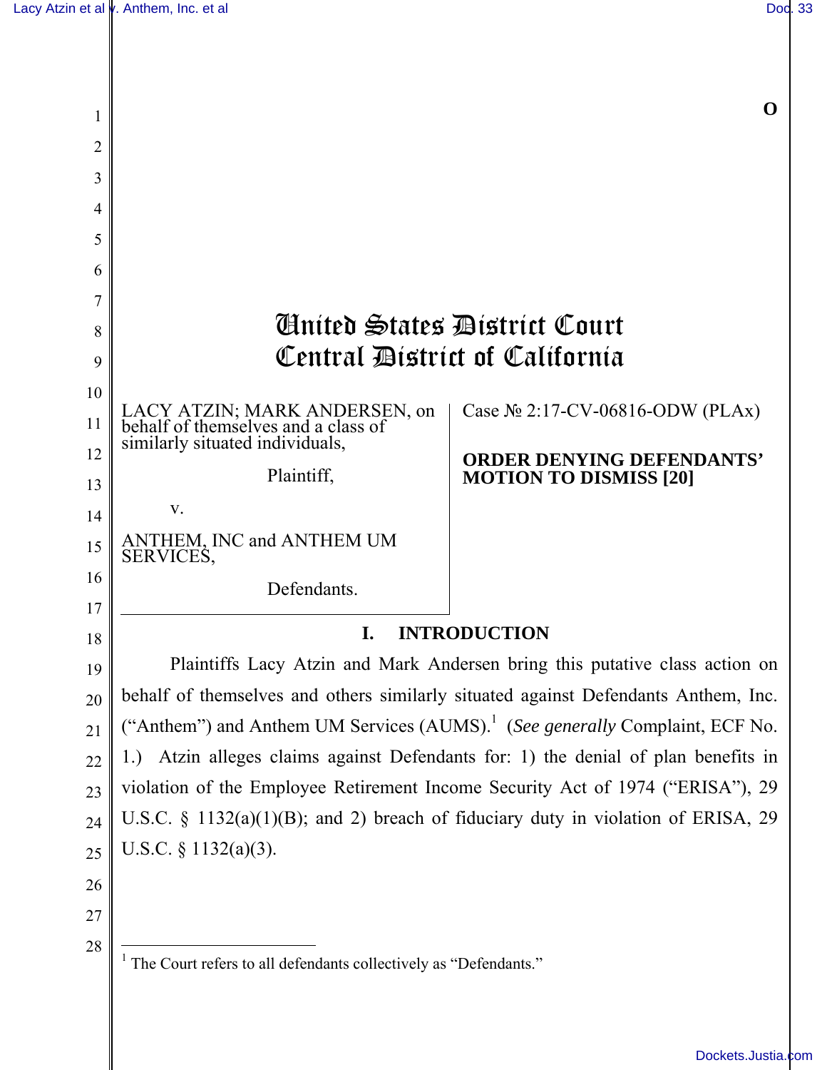O

# United States District Court
# Central District of California

LACY ATZIN; MARK ANDERSEN, on behalf of themselves and a class of similarly situated individuals,

Plaintiff,

v.

ANTHEM, INC and ANTHEM UM SERVICES,

Defendants.

Case № 2:17-CV-06816-ODW (PLAx)

**ORDER DENYING DEFENDANTS' MOTION TO DISMISS [20]**

## I. INTRODUCTION

Plaintiffs Lacy Atzin and Mark Andersen bring this putative class action on behalf of themselves and others similarly situated against Defendants Anthem, Inc. ("Anthem") and Anthem UM Services (AUMS).[1] (*See generally* Complaint, ECF No. 1.) Atzin alleges claims against Defendants for: 1) the denial of plan benefits in violation of the Employee Retirement Income Security Act of 1974 ("ERISA"), 29 U.S.C. § 1132(a)(1)(B); and 2) breach of fiduciary duty in violation of ERISA, 29 U.S.C. § 1132(a)(3).

---

[1] The Court refers to all defendants collectively as "Defendants."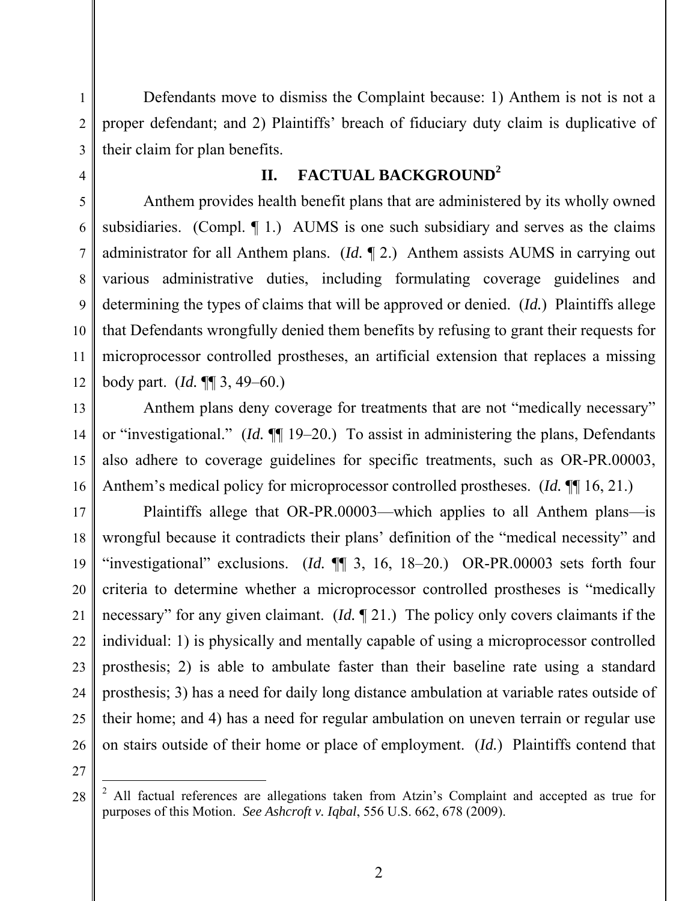Defendants move to dismiss the Complaint because: 1) Anthem is not is not a proper defendant; and 2) Plaintiffs' breach of fiduciary duty claim is duplicative of their claim for plan benefits.

## II. FACTUAL BACKGROUND[2]

Anthem provides health benefit plans that are administered by its wholly owned subsidiaries. (Compl. ¶ 1.) AUMS is one such subsidiary and serves as the claims administrator for all Anthem plans. (*Id.* ¶ 2.) Anthem assists AUMS in carrying out various administrative duties, including formulating coverage guidelines and determining the types of claims that will be approved or denied. (*Id.*) Plaintiffs allege that Defendants wrongfully denied them benefits by refusing to grant their requests for microprocessor controlled prostheses, an artificial extension that replaces a missing body part. (*Id.* ¶¶ 3, 49–60.)

Anthem plans deny coverage for treatments that are not "medically necessary" or "investigational." (*Id.* ¶¶ 19–20.) To assist in administering the plans, Defendants also adhere to coverage guidelines for specific treatments, such as OR-PR.00003, Anthem's medical policy for microprocessor controlled prostheses. (*Id.* ¶¶ 16, 21.)

Plaintiffs allege that OR-PR.00003—which applies to all Anthem plans—is wrongful because it contradicts their plans' definition of the "medical necessity" and "investigational" exclusions. (*Id.* ¶¶ 3, 16, 18–20.) OR-PR.00003 sets forth four criteria to determine whether a microprocessor controlled prostheses is "medically necessary" for any given claimant. (*Id.* ¶ 21.) The policy only covers claimants if the individual: 1) is physically and mentally capable of using a microprocessor controlled prosthesis; 2) is able to ambulate faster than their baseline rate using a standard prosthesis; 3) has a need for daily long distance ambulation at variable rates outside of their home; and 4) has a need for regular ambulation on uneven terrain or regular use on stairs outside of their home or place of employment. (*Id.*) Plaintiffs contend that

---

[2] All factual references are allegations taken from Atzin's Complaint and accepted as true for purposes of this Motion. *See Ashcroft v. Iqbal*, 556 U.S. 662, 678 (2009).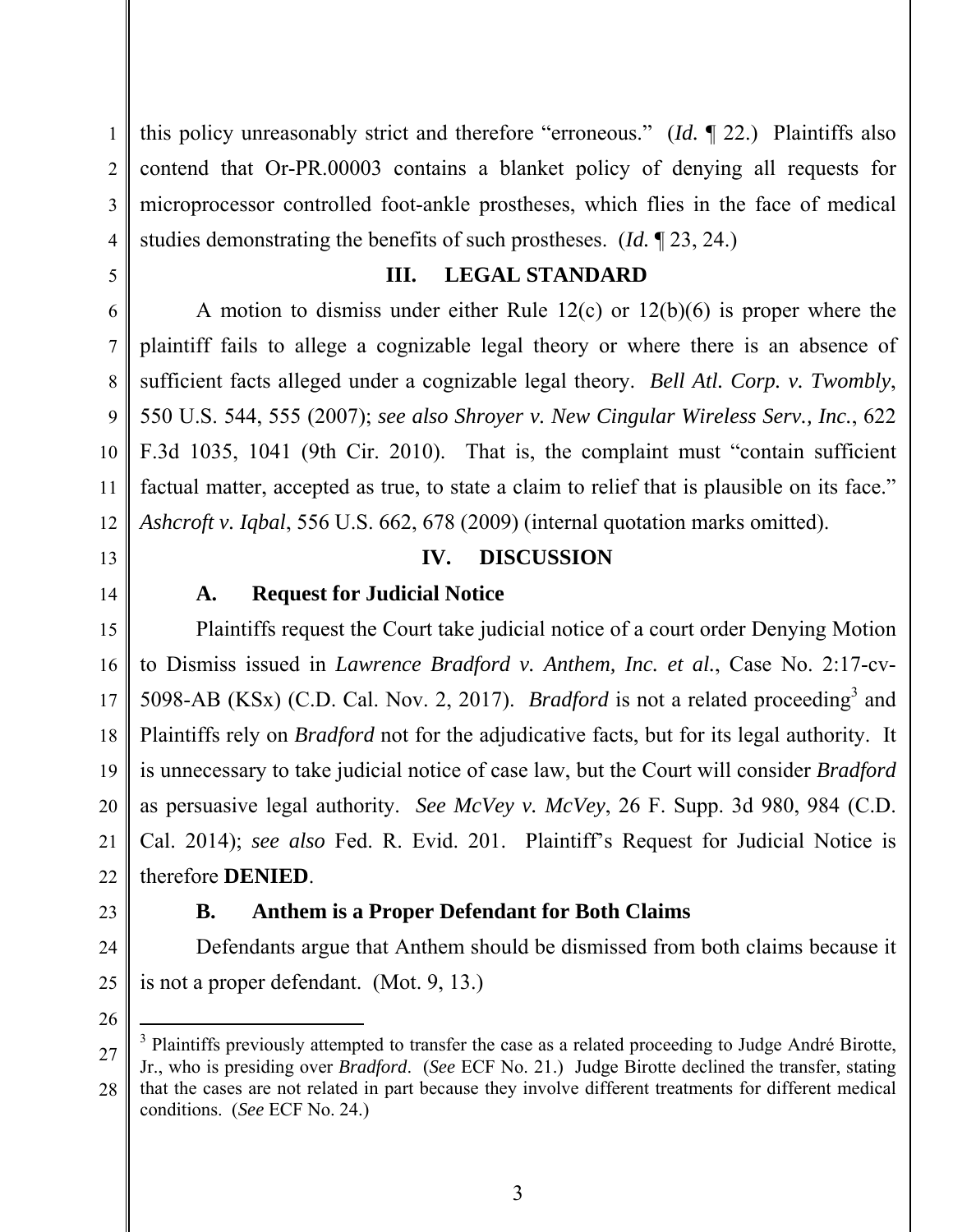this policy unreasonably strict and therefore "erroneous." (*Id.* ¶ 22.) Plaintiffs also contend that Or-PR.00003 contains a blanket policy of denying all requests for microprocessor controlled foot-ankle prostheses, which flies in the face of medical studies demonstrating the benefits of such prostheses. (*Id.* ¶ 23, 24.)

## III. LEGAL STANDARD

A motion to dismiss under either Rule 12(c) or 12(b)(6) is proper where the plaintiff fails to allege a cognizable legal theory or where there is an absence of sufficient facts alleged under a cognizable legal theory. *Bell Atl. Corp. v. Twombly*, 550 U.S. 544, 555 (2007); *see also Shroyer v. New Cingular Wireless Serv., Inc.*, 622 F.3d 1035, 1041 (9th Cir. 2010). That is, the complaint must "contain sufficient factual matter, accepted as true, to state a claim to relief that is plausible on its face." *Ashcroft v. Iqbal*, 556 U.S. 662, 678 (2009) (internal quotation marks omitted).

## IV. DISCUSSION

### A. Request for Judicial Notice

Plaintiffs request the Court take judicial notice of a court order Denying Motion to Dismiss issued in *Lawrence Bradford v. Anthem, Inc. et al.*, Case No. 2:17-cv-5098-AB (KSx) (C.D. Cal. Nov. 2, 2017). *Bradford* is not a related proceeding[3] and Plaintiffs rely on *Bradford* not for the adjudicative facts, but for its legal authority. It is unnecessary to take judicial notice of case law, but the Court will consider *Bradford* as persuasive legal authority. *See McVey v. McVey*, 26 F. Supp. 3d 980, 984 (C.D. Cal. 2014); *see also* Fed. R. Evid. 201. Plaintiff's Request for Judicial Notice is therefore **DENIED**.

### B. Anthem is a Proper Defendant for Both Claims

Defendants argue that Anthem should be dismissed from both claims because it is not a proper defendant. (Mot. 9, 13.)

---

[3] Plaintiffs previously attempted to transfer the case as a related proceeding to Judge André Birotte, Jr., who is presiding over *Bradford*. (*See* ECF No. 21.) Judge Birotte declined the transfer, stating that the cases are not related in part because they involve different treatments for different medical conditions. (*See* ECF No. 24.)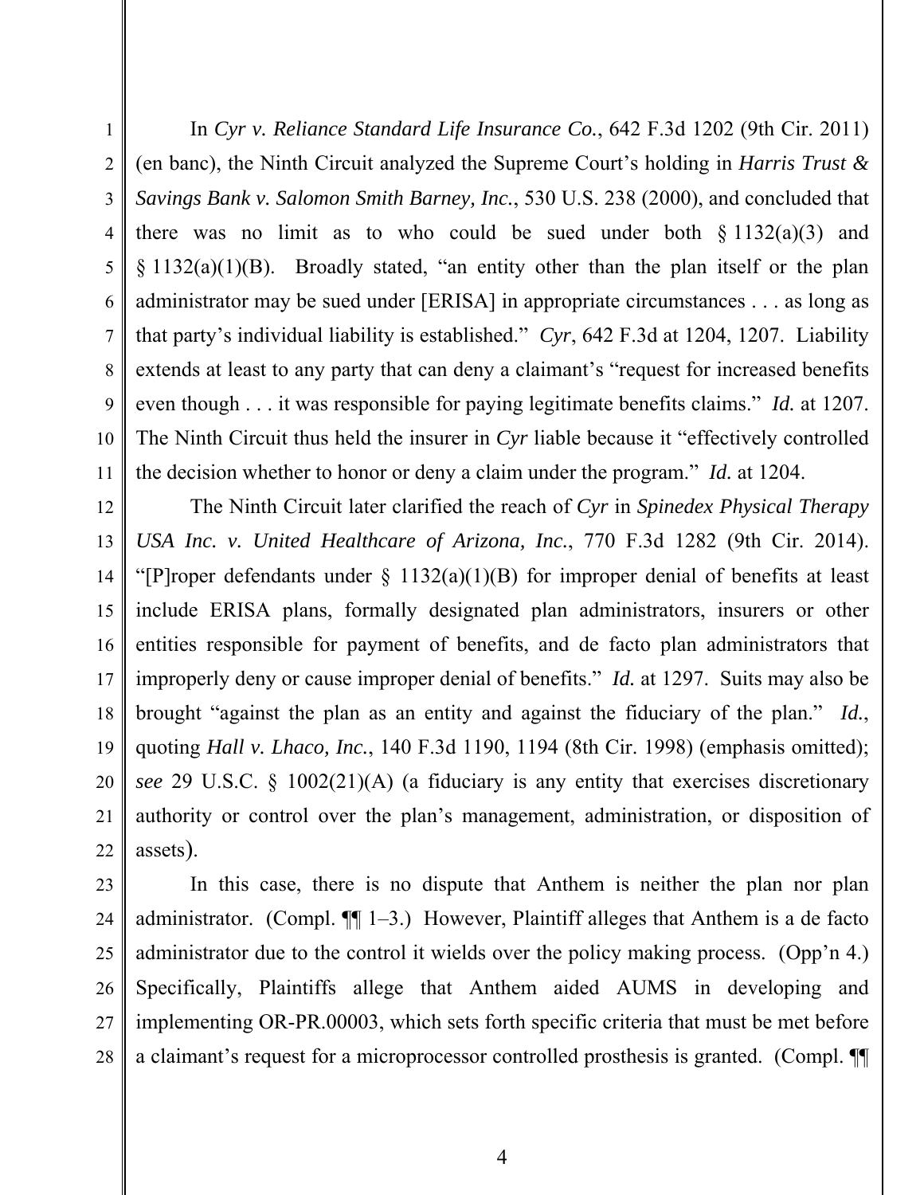In *Cyr v. Reliance Standard Life Insurance Co.*, 642 F.3d 1202 (9th Cir. 2011) (en banc), the Ninth Circuit analyzed the Supreme Court's holding in *Harris Trust & Savings Bank v. Salomon Smith Barney, Inc.*, 530 U.S. 238 (2000), and concluded that there was no limit as to who could be sued under both § 1132(a)(3) and § 1132(a)(1)(B). Broadly stated, "an entity other than the plan itself or the plan administrator may be sued under [ERISA] in appropriate circumstances . . . as long as that party's individual liability is established." *Cyr*, 642 F.3d at 1204, 1207. Liability extends at least to any party that can deny a claimant's "request for increased benefits even though . . . it was responsible for paying legitimate benefits claims." *Id.* at 1207. The Ninth Circuit thus held the insurer in *Cyr* liable because it "effectively controlled the decision whether to honor or deny a claim under the program." *Id.* at 1204.

The Ninth Circuit later clarified the reach of *Cyr* in *Spinedex Physical Therapy USA Inc. v. United Healthcare of Arizona, Inc.*, 770 F.3d 1282 (9th Cir. 2014). "[P]roper defendants under § 1132(a)(1)(B) for improper denial of benefits at least include ERISA plans, formally designated plan administrators, insurers or other entities responsible for payment of benefits, and de facto plan administrators that improperly deny or cause improper denial of benefits." *Id.* at 1297. Suits may also be brought "against the plan as an entity and against the fiduciary of the plan." *Id.*, quoting *Hall v. Lhaco, Inc.*, 140 F.3d 1190, 1194 (8th Cir. 1998) (emphasis omitted); *see* 29 U.S.C. § 1002(21)(A) (a fiduciary is any entity that exercises discretionary authority or control over the plan's management, administration, or disposition of assets).

In this case, there is no dispute that Anthem is neither the plan nor plan administrator. (Compl. ¶¶ 1–3.) However, Plaintiff alleges that Anthem is a de facto administrator due to the control it wields over the policy making process. (Opp'n 4.) Specifically, Plaintiffs allege that Anthem aided AUMS in developing and implementing OR-PR.00003, which sets forth specific criteria that must be met before a claimant's request for a microprocessor controlled prosthesis is granted. (Compl. ¶¶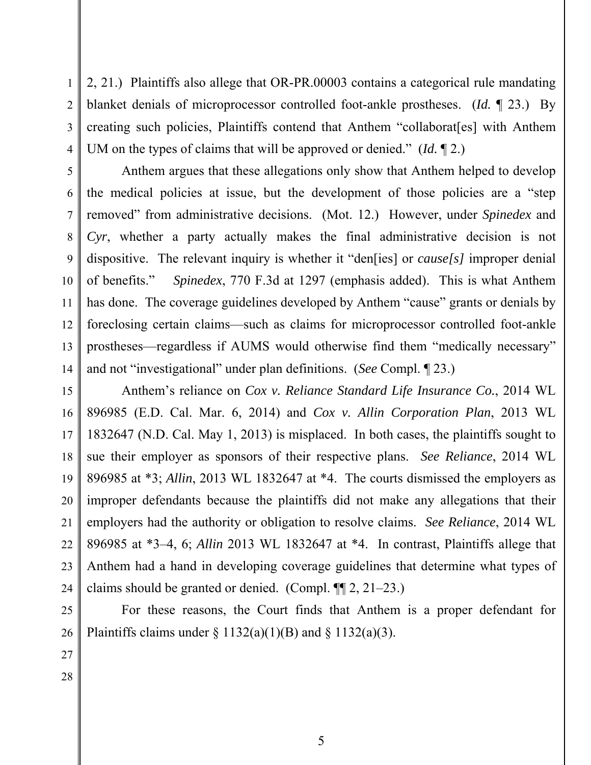2, 21.) Plaintiffs also allege that OR-PR.00003 contains a categorical rule mandating blanket denials of microprocessor controlled foot-ankle prostheses. (*Id.* ¶ 23.) By creating such policies, Plaintiffs contend that Anthem "collaborat[es] with Anthem UM on the types of claims that will be approved or denied." (*Id.* ¶ 2.)

Anthem argues that these allegations only show that Anthem helped to develop the medical policies at issue, but the development of those policies are a "step removed" from administrative decisions. (Mot. 12.) However, under *Spinedex* and *Cyr*, whether a party actually makes the final administrative decision is not dispositive. The relevant inquiry is whether it "den[ies] or *cause[s]* improper denial of benefits." *Spinedex*, 770 F.3d at 1297 (emphasis added). This is what Anthem has done. The coverage guidelines developed by Anthem "cause" grants or denials by foreclosing certain claims—such as claims for microprocessor controlled foot-ankle prostheses—regardless if AUMS would otherwise find them "medically necessary" and not "investigational" under plan definitions. (*See* Compl. ¶ 23.)

Anthem's reliance on *Cox v. Reliance Standard Life Insurance Co.*, 2014 WL 896985 (E.D. Cal. Mar. 6, 2014) and *Cox v. Allin Corporation Plan*, 2013 WL 1832647 (N.D. Cal. May 1, 2013) is misplaced. In both cases, the plaintiffs sought to sue their employer as sponsors of their respective plans. *See Reliance*, 2014 WL 896985 at *3; *Allin*, 2013 WL 1832647 at *4. The courts dismissed the employers as improper defendants because the plaintiffs did not make any allegations that their employers had the authority or obligation to resolve claims. *See Reliance*, 2014 WL 896985 at *3–4, 6; *Allin* 2013 WL 1832647 at *4. In contrast, Plaintiffs allege that Anthem had a hand in developing coverage guidelines that determine what types of claims should be granted or denied. (Compl. ¶¶ 2, 21–23.)

For these reasons, the Court finds that Anthem is a proper defendant for Plaintiffs claims under § 1132(a)(1)(B) and § 1132(a)(3).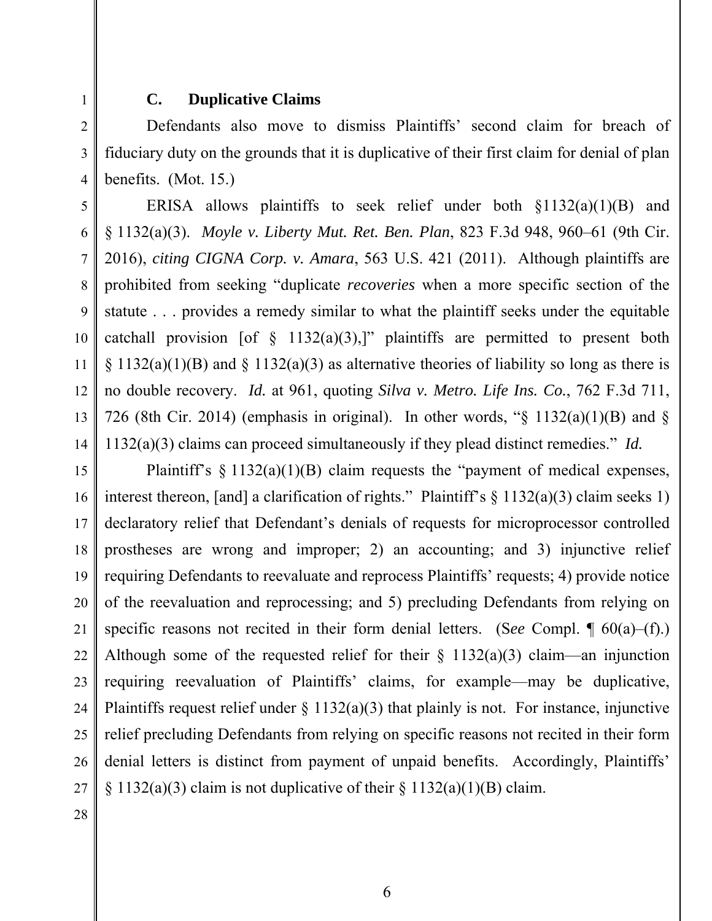### C. Duplicative Claims

Defendants also move to dismiss Plaintiffs' second claim for breach of fiduciary duty on the grounds that it is duplicative of their first claim for denial of plan benefits. (Mot. 15.)

ERISA allows plaintiffs to seek relief under both §1132(a)(1)(B) and § 1132(a)(3). *Moyle v. Liberty Mut. Ret. Ben. Plan*, 823 F.3d 948, 960–61 (9th Cir. 2016), *citing CIGNA Corp. v. Amara*, 563 U.S. 421 (2011). Although plaintiffs are prohibited from seeking "duplicate *recoveries* when a more specific section of the statute . . . provides a remedy similar to what the plaintiff seeks under the equitable catchall provision [of § 1132(a)(3),]" plaintiffs are permitted to present both § 1132(a)(1)(B) and § 1132(a)(3) as alternative theories of liability so long as there is no double recovery. *Id.* at 961, quoting *Silva v. Metro. Life Ins. Co.*, 762 F.3d 711, 726 (8th Cir. 2014) (emphasis in original). In other words, "§ 1132(a)(1)(B) and § 1132(a)(3) claims can proceed simultaneously if they plead distinct remedies." *Id.*

Plaintiff's § 1132(a)(1)(B) claim requests the "payment of medical expenses, interest thereon, [and] a clarification of rights." Plaintiff's § 1132(a)(3) claim seeks 1) declaratory relief that Defendant's denials of requests for microprocessor controlled prostheses are wrong and improper; 2) an accounting; and 3) injunctive relief requiring Defendants to reevaluate and reprocess Plaintiffs' requests; 4) provide notice of the reevaluation and reprocessing; and 5) precluding Defendants from relying on specific reasons not recited in their form denial letters. (S*ee* Compl. ¶ 60(a)–(f).) Although some of the requested relief for their § 1132(a)(3) claim—an injunction requiring reevaluation of Plaintiffs' claims, for example—may be duplicative, Plaintiffs request relief under § 1132(a)(3) that plainly is not. For instance, injunctive relief precluding Defendants from relying on specific reasons not recited in their form denial letters is distinct from payment of unpaid benefits. Accordingly, Plaintiffs' § 1132(a)(3) claim is not duplicative of their § 1132(a)(1)(B) claim.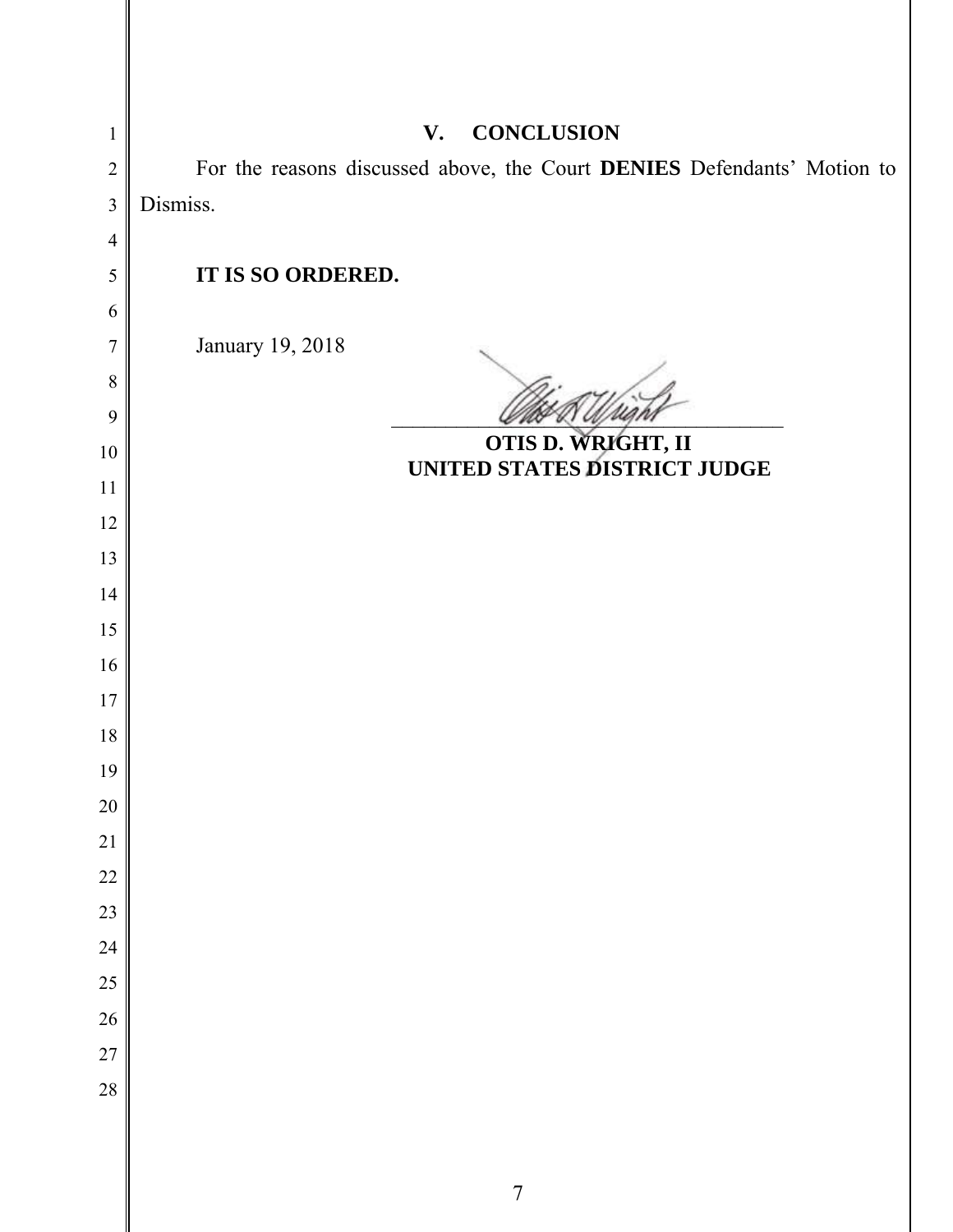## V. CONCLUSION

For the reasons discussed above, the Court **DENIES** Defendants' Motion to Dismiss.

**IT IS SO ORDERED.**

January 19, 2018

**OTIS D. WRIGHT, II**
**UNITED STATES DISTRICT JUDGE**